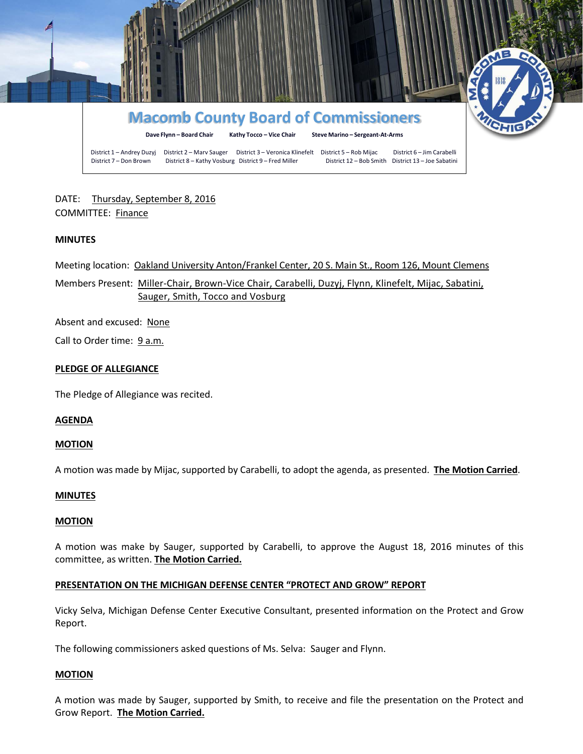# Macomb County Board of Commissioners

**Dave Flynn – Board Chair** **Kathy Tocco – Vice Chair** **Steve Marino – Sergeant-At-Arms**

District 1 – Andrey Duzyj District 2 – Marv Sauger District 3 – Veronica Klinefelt District 5 – Rob Mijac District 6 – Jim Carabelli
District 7 – Don Brown District 8 – Kathy Vosburg District 9 – Fred Miller District 12 – Bob Smith District 13 – Joe Sabatini

DATE: Thursday, September 8, 2016
COMMITTEE: Finance

**MINUTES**

Meeting location: Oakland University Anton/Frankel Center, 20 S. Main St., Room 126, Mount Clemens

Members Present: Miller-Chair, Brown-Vice Chair, Carabelli, Duzyj, Flynn, Klinefelt, Mijac, Sabatini, Sauger, Smith, Tocco and Vosburg

Absent and excused: None

Call to Order time: 9 a.m.

**PLEDGE OF ALLEGIANCE**

The Pledge of Allegiance was recited.

**AGENDA**

**MOTION**

A motion was made by Mijac, supported by Carabelli, to adopt the agenda, as presented. **The Motion Carried**.

**MINUTES**

**MOTION**

A motion was make by Sauger, supported by Carabelli, to approve the August 18, 2016 minutes of this committee, as written. **The Motion Carried.**

**PRESENTATION ON THE MICHIGAN DEFENSE CENTER "PROTECT AND GROW" REPORT**

Vicky Selva, Michigan Defense Center Executive Consultant, presented information on the Protect and Grow Report.

The following commissioners asked questions of Ms. Selva: Sauger and Flynn.

**MOTION**

A motion was made by Sauger, supported by Smith, to receive and file the presentation on the Protect and Grow Report. **The Motion Carried.**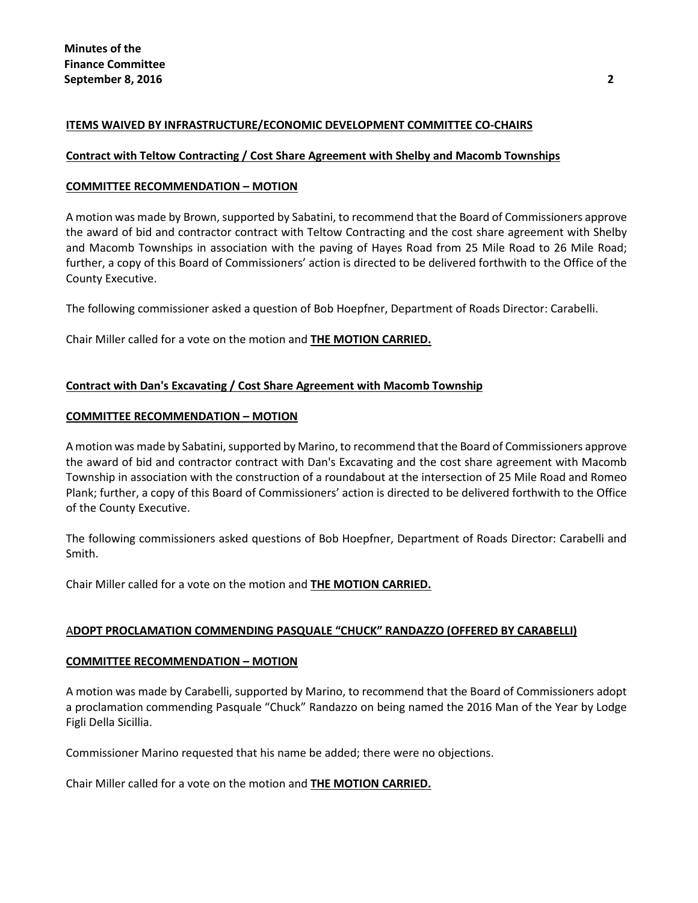**ITEMS WAIVED BY INFRASTRUCTURE/ECONOMIC DEVELOPMENT COMMITTEE CO-CHAIRS**

**Contract with Teltow Contracting / Cost Share Agreement with Shelby and Macomb Townships**

**COMMITTEE RECOMMENDATION – MOTION**

A motion was made by Brown, supported by Sabatini, to recommend that the Board of Commissioners approve the award of bid and contractor contract with Teltow Contracting and the cost share agreement with Shelby and Macomb Townships in association with the paving of Hayes Road from 25 Mile Road to 26 Mile Road; further, a copy of this Board of Commissioners' action is directed to be delivered forthwith to the Office of the County Executive.

The following commissioner asked a question of Bob Hoepfner, Department of Roads Director: Carabelli.

Chair Miller called for a vote on the motion and **THE MOTION CARRIED.**

**Contract with Dan's Excavating / Cost Share Agreement with Macomb Township**

**COMMITTEE RECOMMENDATION – MOTION**

A motion was made by Sabatini, supported by Marino, to recommend that the Board of Commissioners approve the award of bid and contractor contract with Dan's Excavating and the cost share agreement with Macomb Township in association with the construction of a roundabout at the intersection of 25 Mile Road and Romeo Plank; further, a copy of this Board of Commissioners' action is directed to be delivered forthwith to the Office of the County Executive.

The following commissioners asked questions of Bob Hoepfner, Department of Roads Director: Carabelli and Smith.

Chair Miller called for a vote on the motion and **THE MOTION CARRIED.**

**ADOPT PROCLAMATION COMMENDING PASQUALE "CHUCK" RANDAZZO (OFFERED BY CARABELLI)**

**COMMITTEE RECOMMENDATION – MOTION**

A motion was made by Carabelli, supported by Marino, to recommend that the Board of Commissioners adopt a proclamation commending Pasquale "Chuck" Randazzo on being named the 2016 Man of the Year by Lodge Figli Della Sicillia.

Commissioner Marino requested that his name be added; there were no objections.

Chair Miller called for a vote on the motion and **THE MOTION CARRIED.**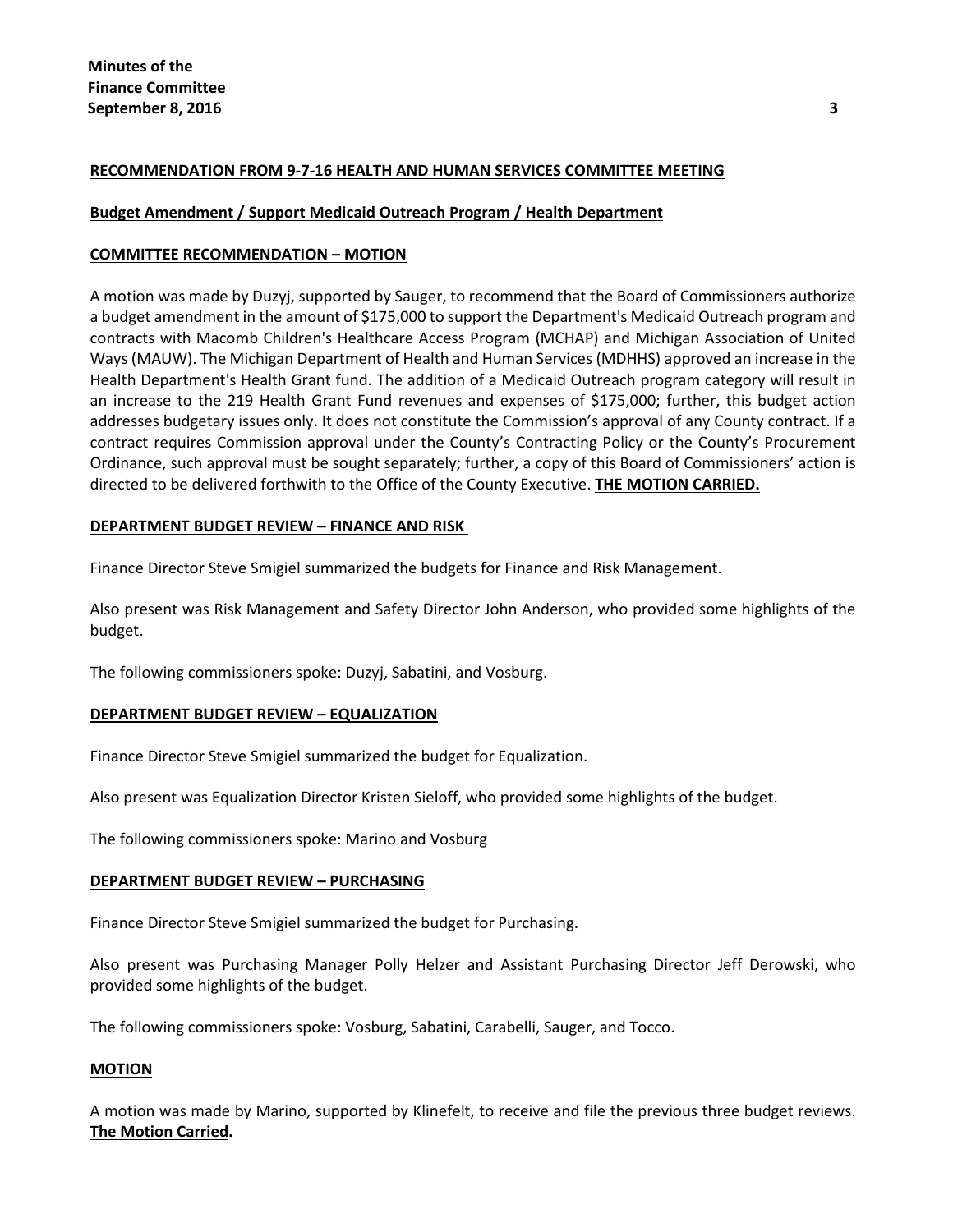**RECOMMENDATION FROM 9-7-16 HEALTH AND HUMAN SERVICES COMMITTEE MEETING**

**Budget Amendment / Support Medicaid Outreach Program / Health Department**

**COMMITTEE RECOMMENDATION – MOTION**

A motion was made by Duzyj, supported by Sauger, to recommend that the Board of Commissioners authorize a budget amendment in the amount of $175,000 to support the Department's Medicaid Outreach program and contracts with Macomb Children's Healthcare Access Program (MCHAP) and Michigan Association of United Ways (MAUW). The Michigan Department of Health and Human Services (MDHHS) approved an increase in the Health Department's Health Grant fund. The addition of a Medicaid Outreach program category will result in an increase to the 219 Health Grant Fund revenues and expenses of $175,000; further, this budget action addresses budgetary issues only. It does not constitute the Commission's approval of any County contract. If a contract requires Commission approval under the County's Contracting Policy or the County's Procurement Ordinance, such approval must be sought separately; further, a copy of this Board of Commissioners' action is directed to be delivered forthwith to the Office of the County Executive. **THE MOTION CARRIED.**

**DEPARTMENT BUDGET REVIEW – FINANCE AND RISK**

Finance Director Steve Smigiel summarized the budgets for Finance and Risk Management.

Also present was Risk Management and Safety Director John Anderson, who provided some highlights of the budget.

The following commissioners spoke: Duzyj, Sabatini, and Vosburg.

**DEPARTMENT BUDGET REVIEW – EQUALIZATION**

Finance Director Steve Smigiel summarized the budget for Equalization.

Also present was Equalization Director Kristen Sieloff, who provided some highlights of the budget.

The following commissioners spoke: Marino and Vosburg

**DEPARTMENT BUDGET REVIEW – PURCHASING**

Finance Director Steve Smigiel summarized the budget for Purchasing.

Also present was Purchasing Manager Polly Helzer and Assistant Purchasing Director Jeff Derowski, who provided some highlights of the budget.

The following commissioners spoke: Vosburg, Sabatini, Carabelli, Sauger, and Tocco.

**MOTION**

A motion was made by Marino, supported by Klinefelt, to receive and file the previous three budget reviews. **The Motion Carried.**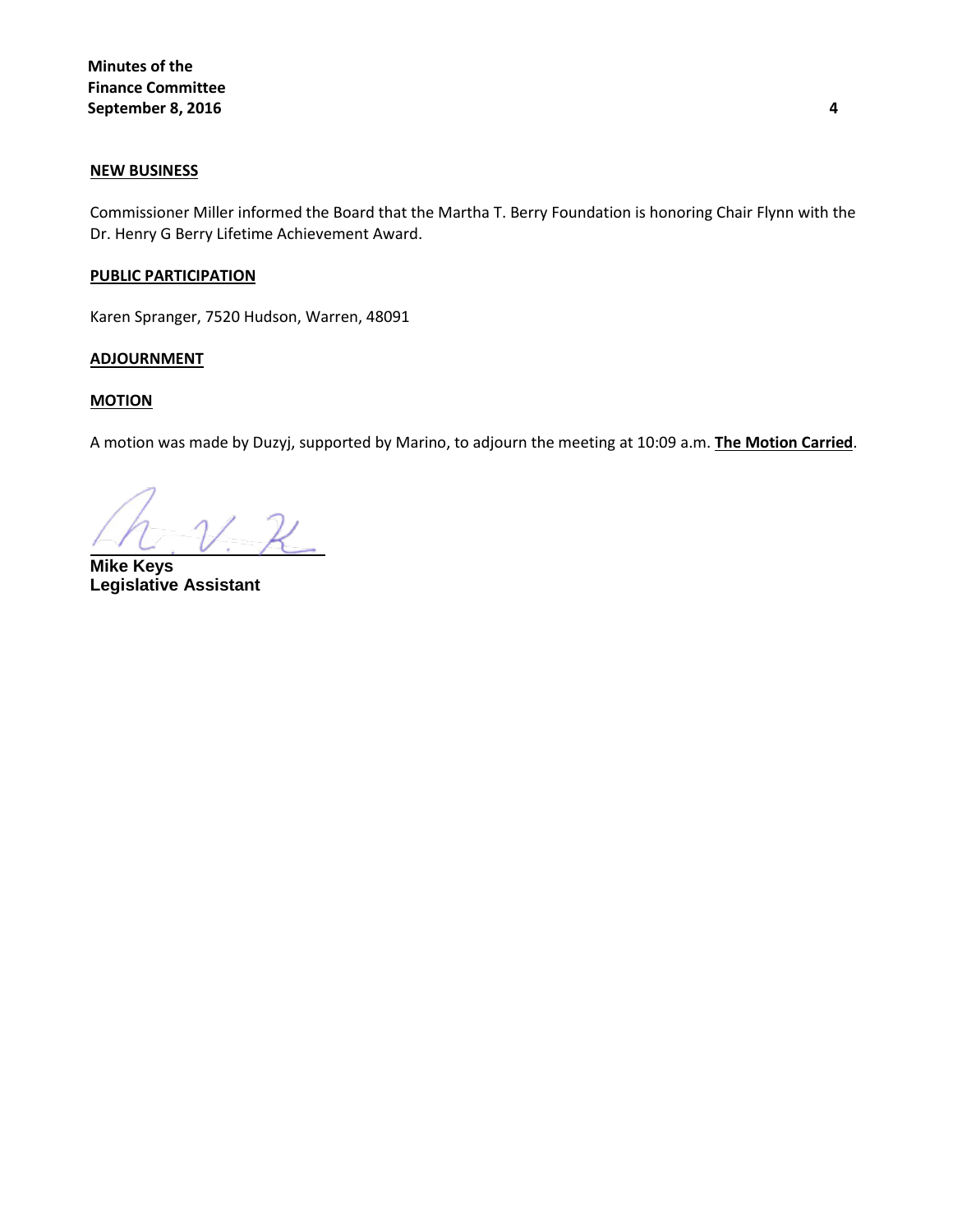**NEW BUSINESS**

Commissioner Miller informed the Board that the Martha T. Berry Foundation is honoring Chair Flynn with the Dr. Henry G Berry Lifetime Achievement Award.

**PUBLIC PARTICIPATION**

Karen Spranger, 7520 Hudson, Warren, 48091

**ADJOURNMENT**

**MOTION**

A motion was made by Duzyj, supported by Marino, to adjourn the meeting at 10:09 a.m. **The Motion Carried**.

**Mike Keys**
**Legislative Assistant**